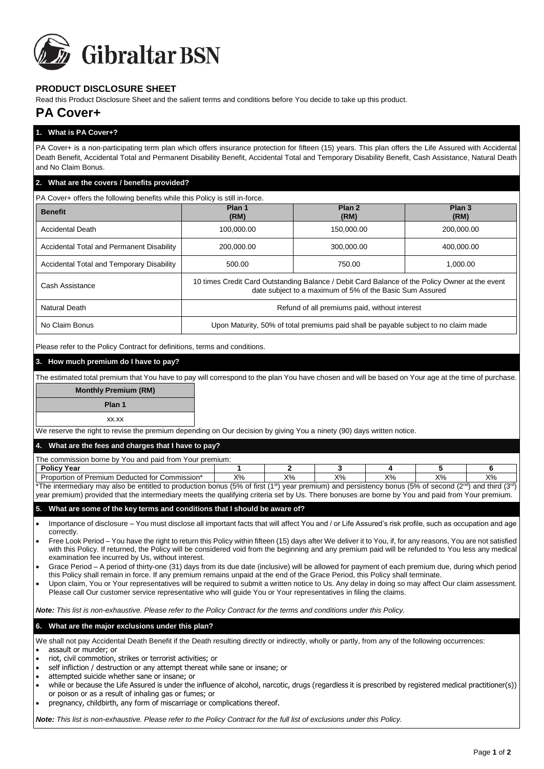**Gibraltar BSN**

## PRODUCT DISCLOSURE SHEET

Read this Product Disclosure Sheet and the salient terms and conditions before You decide to take up this product.

# PA Cover+

### 1. What is PA Cover+?

PA Cover+ is a non-participating term plan which offers insurance protection for fifteen (15) years. This plan offers the Life Assured with Accidental Death Benefit, Accidental Total and Permanent Disability Benefit, Accidental Total and Temporary Disability Benefit, Cash Assistance, Natural Death and No Claim Bonus.

### 2. What are the covers / benefits provided?

PA Cover+ offers the following benefits while this Policy is still in-force.

| Benefit | Plan 1 (RM) | Plan 2 (RM) | Plan 3 (RM) |
|---|---|---|---|
| Accidental Death | 100,000.00 | 150,000.00 | 200,000.00 |
| Accidental Total and Permanent Disability | 200,000.00 | 300,000.00 | 400,000.00 |
| Accidental Total and Temporary Disability | 500.00 | 750.00 | 1,000.00 |
| Cash Assistance | 10 times Credit Card Outstanding Balance / Debit Card Balance of the Policy Owner at the event date subject to a maximum of 5% of the Basic Sum Assured | | |
| Natural Death | Refund of all premiums paid, without interest | | |
| No Claim Bonus | Upon Maturity, 50% of total premiums paid shall be payable subject to no claim made | | |

Please refer to the Policy Contract for definitions, terms and conditions.

### 3. How much premium do I have to pay?

The estimated total premium that You have to pay will correspond to the plan You have chosen and will be based on Your age at the time of purchase.

| Monthly Premium (RM) |
|---|
| Plan 1 |
| xx.xx |

We reserve the right to revise the premium depending on Our decision by giving You a ninety (90) days written notice.

### 4. What are the fees and charges that I have to pay?

The commission borne by You and paid from Your premium:

| Policy Year | 1 | 2 | 3 | 4 | 5 | 6 |
|---|---|---|---|---|---|---|
| Proportion of Premium Deducted for Commission* | X% | X% | X% | X% | X% | X% |

*The intermediary may also be entitled to production bonus (5% of first (1st) year premium) and persistency bonus (5% of second (2nd) and third (3rd) year premium) provided that the intermediary meets the qualifying criteria set by Us. There bonuses are borne by You and paid from Your premium.

### 5. What are some of the key terms and conditions that I should be aware of?

- Importance of disclosure – You must disclose all important facts that will affect You and / or Life Assured's risk profile, such as occupation and age correctly.
- Free Look Period – You have the right to return this Policy within fifteen (15) days after We deliver it to You, if, for any reasons, You are not satisfied with this Policy. If returned, the Policy will be considered void from the beginning and any premium paid will be refunded to You less any medical examination fee incurred by Us, without interest.
- Grace Period – A period of thirty-one (31) days from its due date (inclusive) will be allowed for payment of each premium due, during which period this Policy shall remain in force. If any premium remains unpaid at the end of the Grace Period, this Policy shall terminate.
- Upon claim, You or Your representatives will be required to submit a written notice to Us. Any delay in doing so may affect Our claim assessment. Please call Our customer service representative who will guide You or Your representatives in filing the claims.

***Note:** This list is non-exhaustive. Please refer to the Policy Contract for the terms and conditions under this Policy.*

### 6. What are the major exclusions under this plan?

We shall not pay Accidental Death Benefit if the Death resulting directly or indirectly, wholly or partly, from any of the following occurrences:

- assault or murder; or
- riot, civil commotion, strikes or terrorist activities; or
- self infliction / destruction or any attempt thereat while sane or insane; or
- attempted suicide whether sane or insane; or
- while or because the Life Assured is under the influence of alcohol, narcotic, drugs (regardless it is prescribed by registered medical practitioner(s)) or poison or as a result of inhaling gas or fumes; or
- pregnancy, childbirth, any form of miscarriage or complications thereof.

***Note:** This list is non-exhaustive. Please refer to the Policy Contract for the full list of exclusions under this Policy.*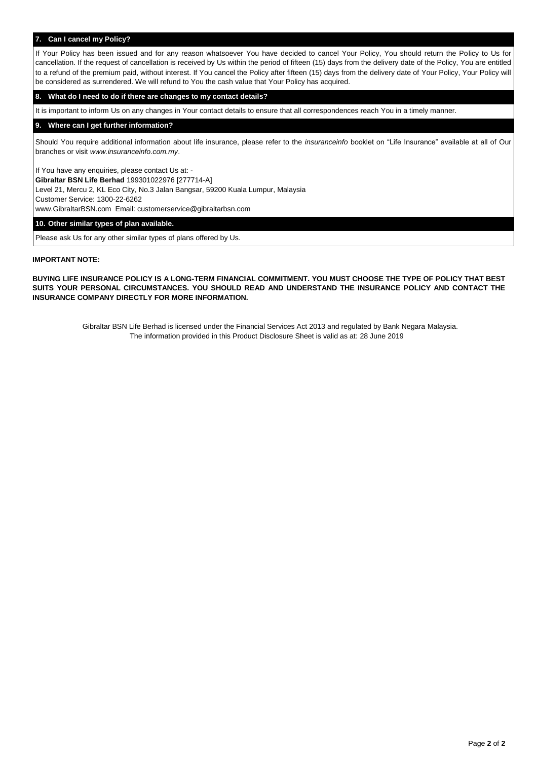### 7. Can I cancel my Policy?

If Your Policy has been issued and for any reason whatsoever You have decided to cancel Your Policy, You should return the Policy to Us for cancellation. If the request of cancellation is received by Us within the period of fifteen (15) days from the delivery date of the Policy, You are entitled to a refund of the premium paid, without interest. If You cancel the Policy after fifteen (15) days from the delivery date of Your Policy, Your Policy will be considered as surrendered. We will refund to You the cash value that Your Policy has acquired.

### 8. What do I need to do if there are changes to my contact details?

It is important to inform Us on any changes in Your contact details to ensure that all correspondences reach You in a timely manner.

### 9. Where can I get further information?

Should You require additional information about life insurance, please refer to the *insuranceinfo* booklet on "Life Insurance" available at all of Our branches or visit *www.insuranceinfo.com.my*.

If You have any enquiries, please contact Us at: -
**Gibraltar BSN Life Berhad** 199301022976 [277714-A]
Level 21, Mercu 2, KL Eco City, No.3 Jalan Bangsar, 59200 Kuala Lumpur, Malaysia
Customer Service: 1300-22-6262
www.GibraltarBSN.com Email: customerservice@gibraltarbsn.com

### 10. Other similar types of plan available.

Please ask Us for any other similar types of plans offered by Us.

**IMPORTANT NOTE:**

**BUYING LIFE INSURANCE POLICY IS A LONG-TERM FINANCIAL COMMITMENT. YOU MUST CHOOSE THE TYPE OF POLICY THAT BEST SUITS YOUR PERSONAL CIRCUMSTANCES. YOU SHOULD READ AND UNDERSTAND THE INSURANCE POLICY AND CONTACT THE INSURANCE COMPANY DIRECTLY FOR MORE INFORMATION.**

Gibraltar BSN Life Berhad is licensed under the Financial Services Act 2013 and regulated by Bank Negara Malaysia.
The information provided in this Product Disclosure Sheet is valid as at: 28 June 2019